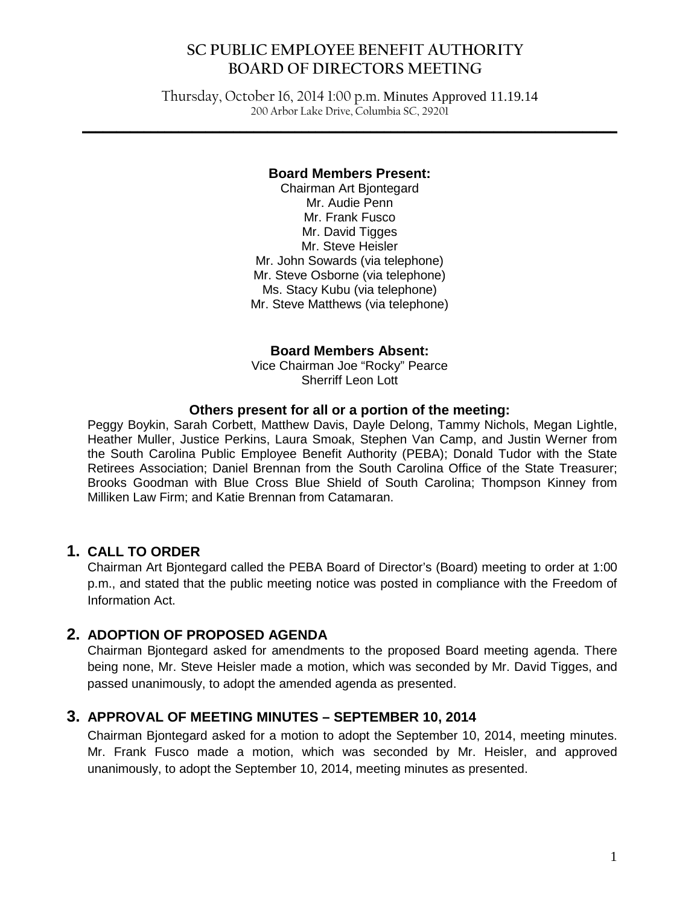# SC PUBLIC EMPLOYEE BENEFIT AUTHORITY
# BOARD OF DIRECTORS MEETING

Thursday, October 16, 2014 1:00 p.m. Minutes Approved 11.19.14
200 Arbor Lake Drive, Columbia SC, 29201

**Board Members Present:**

Chairman Art Bjontegard
Mr. Audie Penn
Mr. Frank Fusco
Mr. David Tigges
Mr. Steve Heisler
Mr. John Sowards (via telephone)
Mr. Steve Osborne (via telephone)
Ms. Stacy Kubu (via telephone)
Mr. Steve Matthews (via telephone)

**Board Members Absent:**

Vice Chairman Joe "Rocky" Pearce
Sherriff Leon Lott

**Others present for all or a portion of the meeting:**

Peggy Boykin, Sarah Corbett, Matthew Davis, Dayle Delong, Tammy Nichols, Megan Lightle, Heather Muller, Justice Perkins, Laura Smoak, Stephen Van Camp, and Justin Werner from the South Carolina Public Employee Benefit Authority (PEBA); Donald Tudor with the State Retirees Association; Daniel Brennan from the South Carolina Office of the State Treasurer; Brooks Goodman with Blue Cross Blue Shield of South Carolina; Thompson Kinney from Milliken Law Firm; and Katie Brennan from Catamaran.

## 1. CALL TO ORDER

Chairman Art Bjontegard called the PEBA Board of Director's (Board) meeting to order at 1:00 p.m., and stated that the public meeting notice was posted in compliance with the Freedom of Information Act.

## 2. ADOPTION OF PROPOSED AGENDA

Chairman Bjontegard asked for amendments to the proposed Board meeting agenda. There being none, Mr. Steve Heisler made a motion, which was seconded by Mr. David Tigges, and passed unanimously, to adopt the amended agenda as presented.

## 3. APPROVAL OF MEETING MINUTES – SEPTEMBER 10, 2014

Chairman Bjontegard asked for a motion to adopt the September 10, 2014, meeting minutes. Mr. Frank Fusco made a motion, which was seconded by Mr. Heisler, and approved unanimously, to adopt the September 10, 2014, meeting minutes as presented.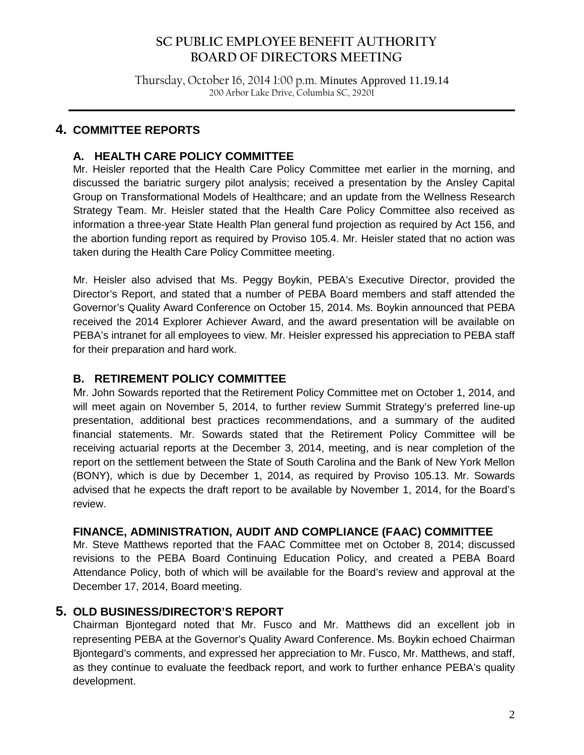## 4. COMMITTEE REPORTS

### A. HEALTH CARE POLICY COMMITTEE

Mr. Heisler reported that the Health Care Policy Committee met earlier in the morning, and discussed the bariatric surgery pilot analysis; received a presentation by the Ansley Capital Group on Transformational Models of Healthcare; and an update from the Wellness Research Strategy Team. Mr. Heisler stated that the Health Care Policy Committee also received as information a three-year State Health Plan general fund projection as required by Act 156, and the abortion funding report as required by Proviso 105.4. Mr. Heisler stated that no action was taken during the Health Care Policy Committee meeting.

Mr. Heisler also advised that Ms. Peggy Boykin, PEBA's Executive Director, provided the Director's Report, and stated that a number of PEBA Board members and staff attended the Governor's Quality Award Conference on October 15, 2014. Ms. Boykin announced that PEBA received the 2014 Explorer Achiever Award, and the award presentation will be available on PEBA's intranet for all employees to view. Mr. Heisler expressed his appreciation to PEBA staff for their preparation and hard work.

### B. RETIREMENT POLICY COMMITTEE

Mr. John Sowards reported that the Retirement Policy Committee met on October 1, 2014, and will meet again on November 5, 2014, to further review Summit Strategy's preferred line-up presentation, additional best practices recommendations, and a summary of the audited financial statements. Mr. Sowards stated that the Retirement Policy Committee will be receiving actuarial reports at the December 3, 2014, meeting, and is near completion of the report on the settlement between the State of South Carolina and the Bank of New York Mellon (BONY), which is due by December 1, 2014, as required by Proviso 105.13. Mr. Sowards advised that he expects the draft report to be available by November 1, 2014, for the Board's review.

### FINANCE, ADMINISTRATION, AUDIT AND COMPLIANCE (FAAC) COMMITTEE

Mr. Steve Matthews reported that the FAAC Committee met on October 8, 2014; discussed revisions to the PEBA Board Continuing Education Policy, and created a PEBA Board Attendance Policy, both of which will be available for the Board's review and approval at the December 17, 2014, Board meeting.

## 5. OLD BUSINESS/DIRECTOR'S REPORT

Chairman Bjontegard noted that Mr. Fusco and Mr. Matthews did an excellent job in representing PEBA at the Governor's Quality Award Conference. Ms. Boykin echoed Chairman Bjontegard's comments, and expressed her appreciation to Mr. Fusco, Mr. Matthews, and staff, as they continue to evaluate the feedback report, and work to further enhance PEBA's quality development.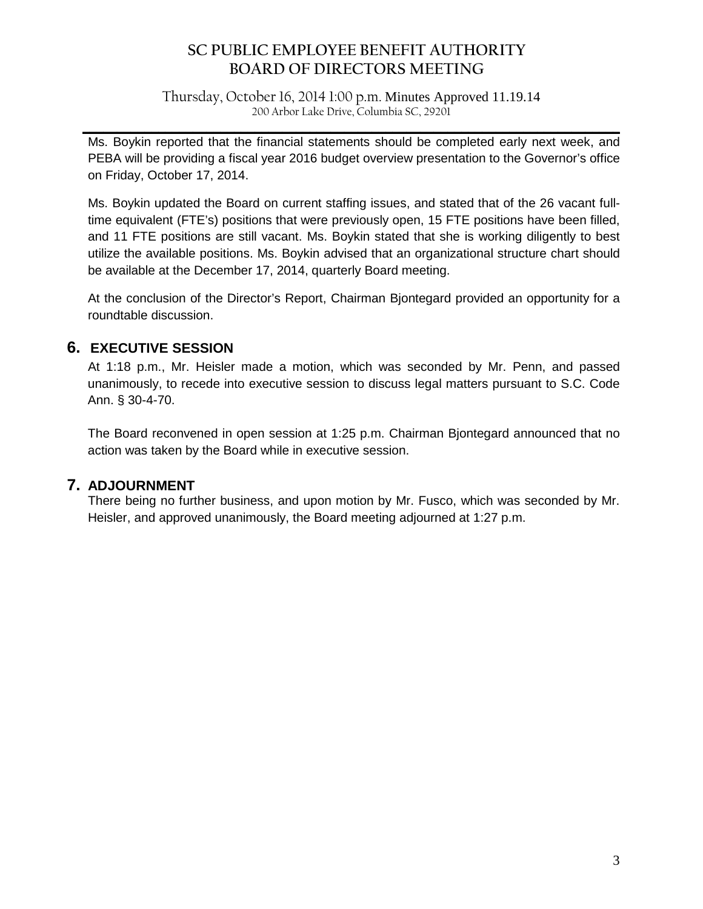Ms. Boykin reported that the financial statements should be completed early next week, and PEBA will be providing a fiscal year 2016 budget overview presentation to the Governor's office on Friday, October 17, 2014.

Ms. Boykin updated the Board on current staffing issues, and stated that of the 26 vacant full-time equivalent (FTE's) positions that were previously open, 15 FTE positions have been filled, and 11 FTE positions are still vacant. Ms. Boykin stated that she is working diligently to best utilize the available positions. Ms. Boykin advised that an organizational structure chart should be available at the December 17, 2014, quarterly Board meeting.

At the conclusion of the Director's Report, Chairman Bjontegard provided an opportunity for a roundtable discussion.

## 6. EXECUTIVE SESSION

At 1:18 p.m., Mr. Heisler made a motion, which was seconded by Mr. Penn, and passed unanimously, to recede into executive session to discuss legal matters pursuant to S.C. Code Ann. § 30-4-70.

The Board reconvened in open session at 1:25 p.m. Chairman Bjontegard announced that no action was taken by the Board while in executive session.

## 7. ADJOURNMENT

There being no further business, and upon motion by Mr. Fusco, which was seconded by Mr. Heisler, and approved unanimously, the Board meeting adjourned at 1:27 p.m.